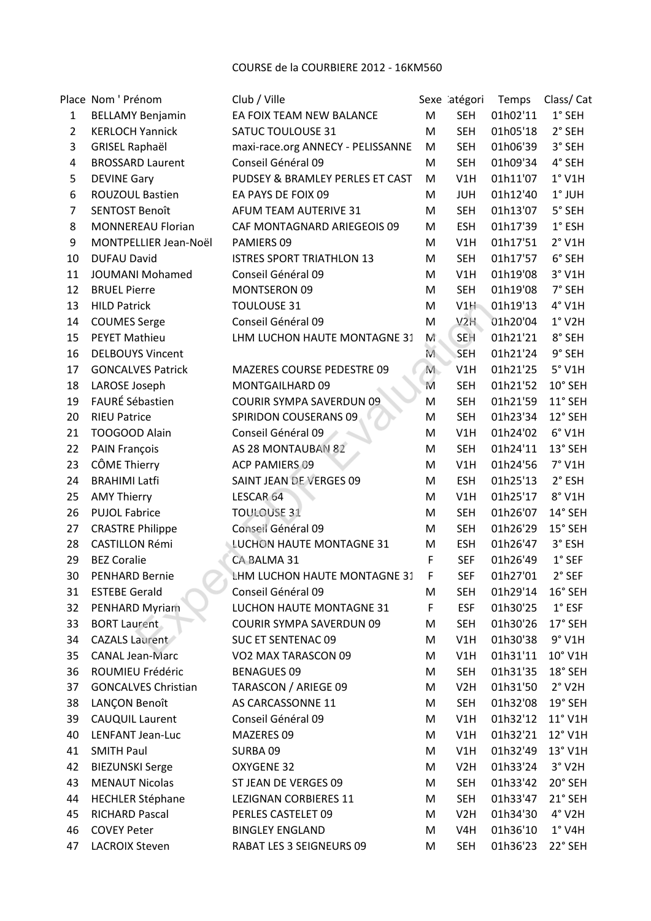COURSE de la COURBIERE 2012 - 16KM560

| Place | Nom ' Prénom | Club / Ville | Sexe | atégori | Temps | Class/ Cat |
|---|---|---|---|---|---|---|
| 1 | BELLAMY Benjamin | EA FOIX TEAM NEW BALANCE | M | SEH | 01h02'11 | 1° SEH |
| 2 | KERLOCH Yannick | SATUC TOULOUSE 31 | M | SEH | 01h05'18 | 2° SEH |
| 3 | GRISEL Raphaël | maxi-race.org ANNECY - PELISSANNE | M | SEH | 01h06'39 | 3° SEH |
| 4 | BROSSARD Laurent | Conseil Général 09 | M | SEH | 01h09'34 | 4° SEH |
| 5 | DEVINE Gary | PUDSEY & BRAMLEY PERLES ET CAST | M | V1H | 01h11'07 | 1° V1H |
| 6 | ROUZOUL Bastien | EA PAYS DE FOIX 09 | M | JUH | 01h12'40 | 1° JUH |
| 7 | SENTOST Benoît | AFUM TEAM AUTERIVE 31 | M | SEH | 01h13'07 | 5° SEH |
| 8 | MONNEREAU Florian | CAF MONTAGNARD ARIEGEOIS 09 | M | ESH | 01h17'39 | 1° ESH |
| 9 | MONTPELLIER Jean-Noël | PAMIERS 09 | M | V1H | 01h17'51 | 2° V1H |
| 10 | DUFAU David | ISTRES SPORT TRIATHLON 13 | M | SEH | 01h17'57 | 6° SEH |
| 11 | JOUMANI Mohamed | Conseil Général 09 | M | V1H | 01h19'08 | 3° V1H |
| 12 | BRUEL Pierre | MONTSERON 09 | M | SEH | 01h19'08 | 7° SEH |
| 13 | HILD Patrick | TOULOUSE 31 | M | V1H | 01h19'13 | 4° V1H |
| 14 | COUMES Serge | Conseil Général 09 | M | V2H | 01h20'04 | 1° V2H |
| 15 | PEYET Mathieu | LHM LUCHON HAUTE MONTAGNE 31 | M | SEH | 01h21'21 | 8° SEH |
| 16 | DELBOUYS Vincent | | M | SEH | 01h21'24 | 9° SEH |
| 17 | GONCALVES Patrick | MAZERES COURSE PEDESTRE 09 | M | V1H | 01h21'25 | 5° V1H |
| 18 | LAROSE Joseph | MONTGAILHARD 09 | M | SEH | 01h21'52 | 10° SEH |
| 19 | FAURÉ Sébastien | COURIR SYMPA SAVERDUN 09 | M | SEH | 01h21'59 | 11° SEH |
| 20 | RIEU Patrice | SPIRIDON COUSERANS 09 | M | SEH | 01h23'34 | 12° SEH |
| 21 | TOOGOOD Alain | Conseil Général 09 | M | V1H | 01h24'02 | 6° V1H |
| 22 | PAIN François | AS 28 MONTAUBAN 82 | M | SEH | 01h24'11 | 13° SEH |
| 23 | CÔME Thierry | ACP PAMIERS 09 | M | V1H | 01h24'56 | 7° V1H |
| 24 | BRAHIMI Latfi | SAINT JEAN DE VERGES 09 | M | ESH | 01h25'13 | 2° ESH |
| 25 | AMY Thierry | LESCAR 64 | M | V1H | 01h25'17 | 8° V1H |
| 26 | PUJOL Fabrice | TOULOUSE 31 | M | SEH | 01h26'07 | 14° SEH |
| 27 | CRASTRE Philippe | Conseil Général 09 | M | SEH | 01h26'29 | 15° SEH |
| 28 | CASTILLON Rémi | LUCHON HAUTE MONTAGNE 31 | M | ESH | 01h26'47 | 3° ESH |
| 29 | BEZ Coralie | CA BALMA 31 | F | SEF | 01h26'49 | 1° SEF |
| 30 | PENHARD Bernie | LHM LUCHON HAUTE MONTAGNE 31 | F | SEF | 01h27'01 | 2° SEF |
| 31 | ESTEBE Gerald | Conseil Général 09 | M | SEH | 01h29'14 | 16° SEH |
| 32 | PENHARD Myriam | LUCHON HAUTE MONTAGNE 31 | F | ESF | 01h30'25 | 1° ESF |
| 33 | BORT Laurent | COURIR SYMPA SAVERDUN 09 | M | SEH | 01h30'26 | 17° SEH |
| 34 | CAZALS Laurent | SUC ET SENTENAC 09 | M | V1H | 01h30'38 | 9° V1H |
| 35 | CANAL Jean-Marc | VO2 MAX TARASCON 09 | M | V1H | 01h31'11 | 10° V1H |
| 36 | ROUMIEU Frédéric | BENAGUES 09 | M | SEH | 01h31'35 | 18° SEH |
| 37 | GONCALVES Christian | TARASCON / ARIEGE 09 | M | V2H | 01h31'50 | 2° V2H |
| 38 | LANÇON Benoît | AS CARCASSONNE 11 | M | SEH | 01h32'08 | 19° SEH |
| 39 | CAUQUIL Laurent | Conseil Général 09 | M | V1H | 01h32'12 | 11° V1H |
| 40 | LENFANT Jean-Luc | MAZERES 09 | M | V1H | 01h32'21 | 12° V1H |
| 41 | SMITH Paul | SURBA 09 | M | V1H | 01h32'49 | 13° V1H |
| 42 | BIEZUNSKI Serge | OXYGENE 32 | M | V2H | 01h33'24 | 3° V2H |
| 43 | MENAUT Nicolas | ST JEAN DE VERGES 09 | M | SEH | 01h33'42 | 20° SEH |
| 44 | HECHLER Stéphane | LEZIGNAN CORBIERES 11 | M | SEH | 01h33'47 | 21° SEH |
| 45 | RICHARD Pascal | PERLES CASTELET 09 | M | V2H | 01h34'30 | 4° V2H |
| 46 | COVEY Peter | BINGLEY ENGLAND | M | V4H | 01h36'10 | 1° V4H |
| 47 | LACROIX Steven | RABAT LES 3 SEIGNEURS 09 | M | SEH | 01h36'23 | 22° SEH |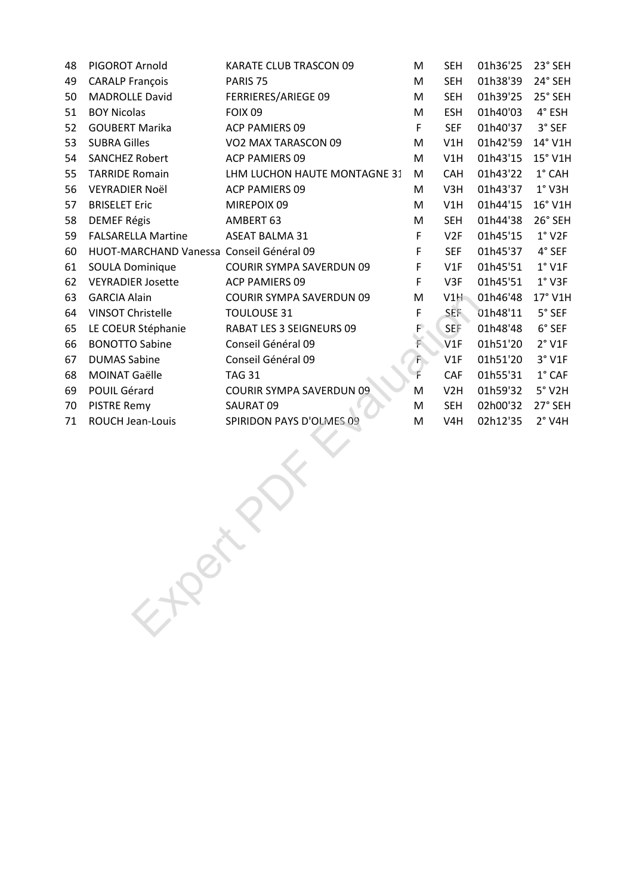| | | | | | | |
|---|---|---|---|---|---|---|
| 48 | PIGOROT Arnold | KARATE CLUB TRASCON 09 | M | SEH | 01h36'25 | 23° SEH |
| 49 | CARALP François | PARIS 75 | M | SEH | 01h38'39 | 24° SEH |
| 50 | MADROLLE David | FERRIERES/ARIEGE 09 | M | SEH | 01h39'25 | 25° SEH |
| 51 | BOY Nicolas | FOIX 09 | M | ESH | 01h40'03 | 4° ESH |
| 52 | GOUBERT Marika | ACP PAMIERS 09 | F | SEF | 01h40'37 | 3° SEF |
| 53 | SUBRA Gilles | VO2 MAX TARASCON 09 | M | V1H | 01h42'59 | 14° V1H |
| 54 | SANCHEZ Robert | ACP PAMIERS 09 | M | V1H | 01h43'15 | 15° V1H |
| 55 | TARRIDE Romain | LHM LUCHON HAUTE MONTAGNE 31 | M | CAH | 01h43'22 | 1° CAH |
| 56 | VEYRADIER Noël | ACP PAMIERS 09 | M | V3H | 01h43'37 | 1° V3H |
| 57 | BRISELET Eric | MIREPOIX 09 | M | V1H | 01h44'15 | 16° V1H |
| 58 | DEMEF Régis | AMBERT 63 | M | SEH | 01h44'38 | 26° SEH |
| 59 | FALSARELLA Martine | ASEAT BALMA 31 | F | V2F | 01h45'15 | 1° V2F |
| 60 | HUOT-MARCHAND Vanessa | Conseil Général 09 | F | SEF | 01h45'37 | 4° SEF |
| 61 | SOULA Dominique | COURIR SYMPA SAVERDUN 09 | F | V1F | 01h45'51 | 1° V1F |
| 62 | VEYRADIER Josette | ACP PAMIERS 09 | F | V3F | 01h45'51 | 1° V3F |
| 63 | GARCIA Alain | COURIR SYMPA SAVERDUN 09 | M | V1H | 01h46'48 | 17° V1H |
| 64 | VINSOT Christelle | TOULOUSE 31 | F | SEF | 01h48'11 | 5° SEF |
| 65 | LE COEUR Stéphanie | RABAT LES 3 SEIGNEURS 09 | F | SEF | 01h48'48 | 6° SEF |
| 66 | BONOTTO Sabine | Conseil Général 09 | F | V1F | 01h51'20 | 2° V1F |
| 67 | DUMAS Sabine | Conseil Général 09 | F | V1F | 01h51'20 | 3° V1F |
| 68 | MOINAT Gaëlle | TAG 31 | F | CAF | 01h55'31 | 1° CAF |
| 69 | POUIL Gérard | COURIR SYMPA SAVERDUN 09 | M | V2H | 01h59'32 | 5° V2H |
| 70 | PISTRE Remy | SAURAT 09 | M | SEH | 02h00'32 | 27° SEH |
| 71 | ROUCH Jean-Louis | SPIRIDON PAYS D'OLMES 09 | M | V4H | 02h12'35 | 2° V4H |